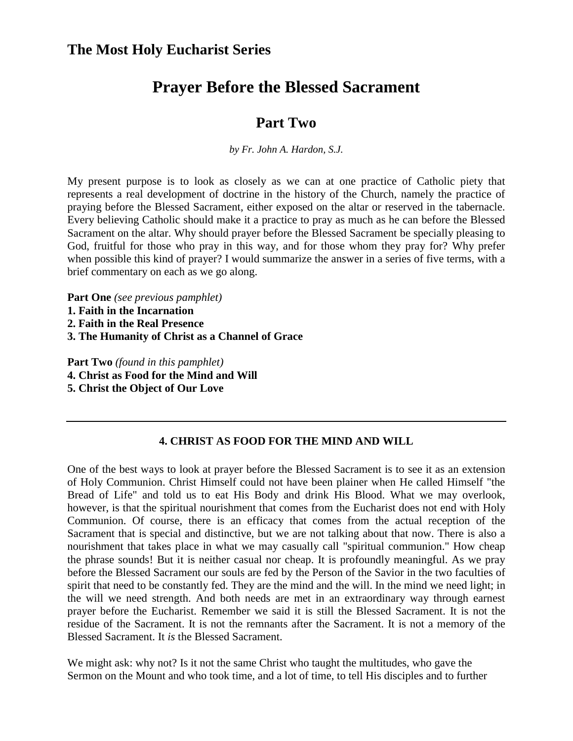## The Most Holy Eucharist Series

# Prayer Before the Blessed Sacrament

## Part Two

*by Fr. John A. Hardon, S.J.*

My present purpose is to look as closely as we can at one practice of Catholic piety that represents a real development of doctrine in the history of the Church, namely the practice of praying before the Blessed Sacrament, either exposed on the altar or reserved in the tabernacle. Every believing Catholic should make it a practice to pray as much as he can before the Blessed Sacrament on the altar. Why should prayer before the Blessed Sacrament be specially pleasing to God, fruitful for those who pray in this way, and for those whom they pray for? Why prefer when possible this kind of prayer? I would summarize the answer in a series of five terms, with a brief commentary on each as we go along.

**Part One** *(see previous pamphlet)*
**1. Faith in the Incarnation**
**2. Faith in the Real Presence**
**3. The Humanity of Christ as a Channel of Grace**

**Part Two** *(found in this pamphlet)*
**4. Christ as Food for the Mind and Will**
**5. Christ the Object of Our Love**

---

### 4. CHRIST AS FOOD FOR THE MIND AND WILL

One of the best ways to look at prayer before the Blessed Sacrament is to see it as an extension of Holy Communion. Christ Himself could not have been plainer when He called Himself "the Bread of Life" and told us to eat His Body and drink His Blood. What we may overlook, however, is that the spiritual nourishment that comes from the Eucharist does not end with Holy Communion. Of course, there is an efficacy that comes from the actual reception of the Sacrament that is special and distinctive, but we are not talking about that now. There is also a nourishment that takes place in what we may casually call "spiritual communion." How cheap the phrase sounds! But it is neither casual nor cheap. It is profoundly meaningful. As we pray before the Blessed Sacrament our souls are fed by the Person of the Savior in the two faculties of spirit that need to be constantly fed. They are the mind and the will. In the mind we need light; in the will we need strength. And both needs are met in an extraordinary way through earnest prayer before the Eucharist. Remember we said it is still the Blessed Sacrament. It is not the residue of the Sacrament. It is not the remnants after the Sacrament. It is not a memory of the Blessed Sacrament. It *is* the Blessed Sacrament.

We might ask: why not? Is it not the same Christ who taught the multitudes, who gave the Sermon on the Mount and who took time, and a lot of time, to tell His disciples and to further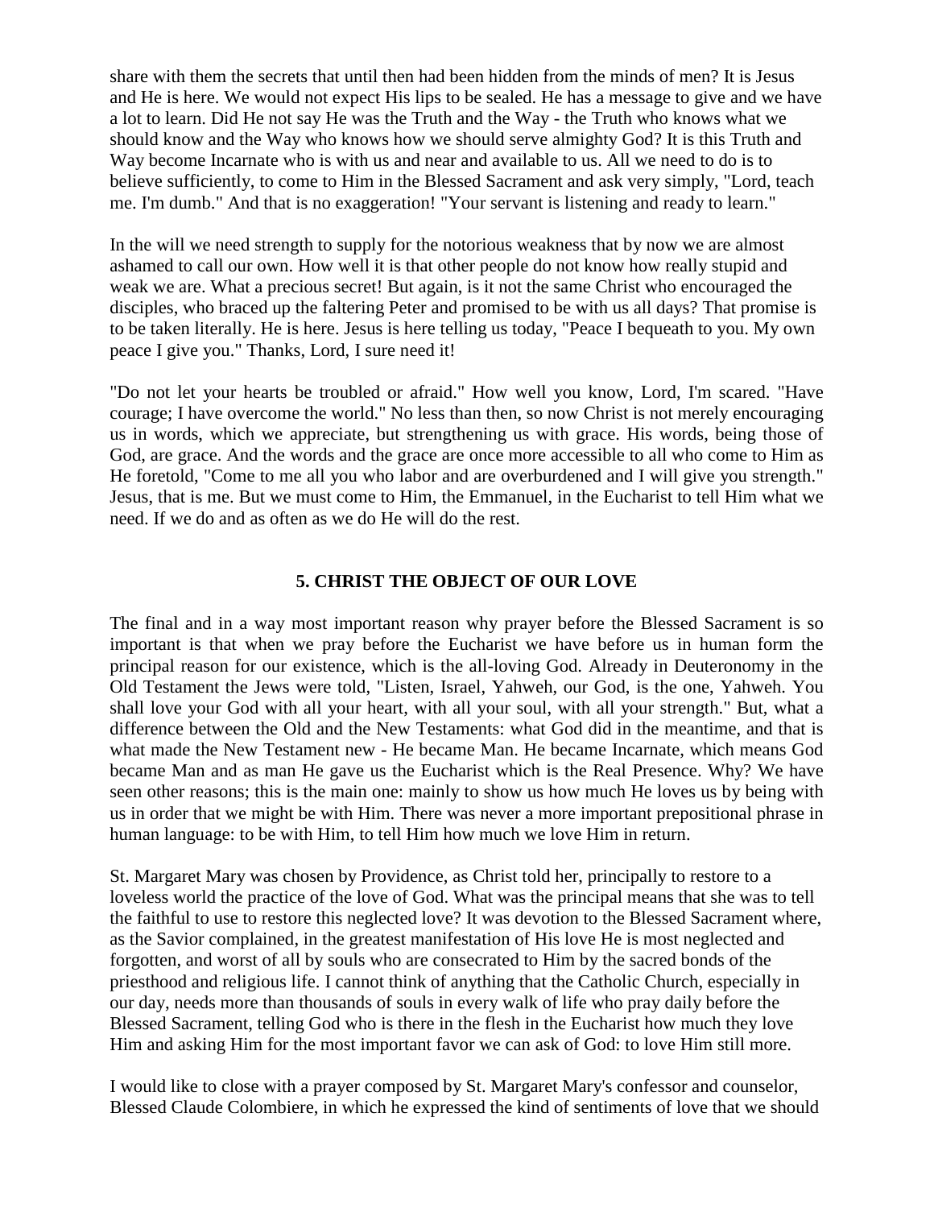share with them the secrets that until then had been hidden from the minds of men? It is Jesus and He is here. We would not expect His lips to be sealed. He has a message to give and we have a lot to learn. Did He not say He was the Truth and the Way - the Truth who knows what we should know and the Way who knows how we should serve almighty God? It is this Truth and Way become Incarnate who is with us and near and available to us. All we need to do is to believe sufficiently, to come to Him in the Blessed Sacrament and ask very simply, "Lord, teach me. I'm dumb." And that is no exaggeration! "Your servant is listening and ready to learn."

In the will we need strength to supply for the notorious weakness that by now we are almost ashamed to call our own. How well it is that other people do not know how really stupid and weak we are. What a precious secret! But again, is it not the same Christ who encouraged the disciples, who braced up the faltering Peter and promised to be with us all days? That promise is to be taken literally. He is here. Jesus is here telling us today, "Peace I bequeath to you. My own peace I give you." Thanks, Lord, I sure need it!

"Do not let your hearts be troubled or afraid." How well you know, Lord, I'm scared. "Have courage; I have overcome the world." No less than then, so now Christ is not merely encouraging us in words, which we appreciate, but strengthening us with grace. His words, being those of God, are grace. And the words and the grace are once more accessible to all who come to Him as He foretold, "Come to me all you who labor and are overburdened and I will give you strength." Jesus, that is me. But we must come to Him, the Emmanuel, in the Eucharist to tell Him what we need. If we do and as often as we do He will do the rest.

## 5. CHRIST THE OBJECT OF OUR LOVE

The final and in a way most important reason why prayer before the Blessed Sacrament is so important is that when we pray before the Eucharist we have before us in human form the principal reason for our existence, which is the all-loving God. Already in Deuteronomy in the Old Testament the Jews were told, "Listen, Israel, Yahweh, our God, is the one, Yahweh. You shall love your God with all your heart, with all your soul, with all your strength." But, what a difference between the Old and the New Testaments: what God did in the meantime, and that is what made the New Testament new - He became Man. He became Incarnate, which means God became Man and as man He gave us the Eucharist which is the Real Presence. Why? We have seen other reasons; this is the main one: mainly to show us how much He loves us by being with us in order that we might be with Him. There was never a more important prepositional phrase in human language: to be with Him, to tell Him how much we love Him in return.

St. Margaret Mary was chosen by Providence, as Christ told her, principally to restore to a loveless world the practice of the love of God. What was the principal means that she was to tell the faithful to use to restore this neglected love? It was devotion to the Blessed Sacrament where, as the Savior complained, in the greatest manifestation of His love He is most neglected and forgotten, and worst of all by souls who are consecrated to Him by the sacred bonds of the priesthood and religious life. I cannot think of anything that the Catholic Church, especially in our day, needs more than thousands of souls in every walk of life who pray daily before the Blessed Sacrament, telling God who is there in the flesh in the Eucharist how much they love Him and asking Him for the most important favor we can ask of God: to love Him still more.

I would like to close with a prayer composed by St. Margaret Mary's confessor and counselor, Blessed Claude Colombiere, in which he expressed the kind of sentiments of love that we should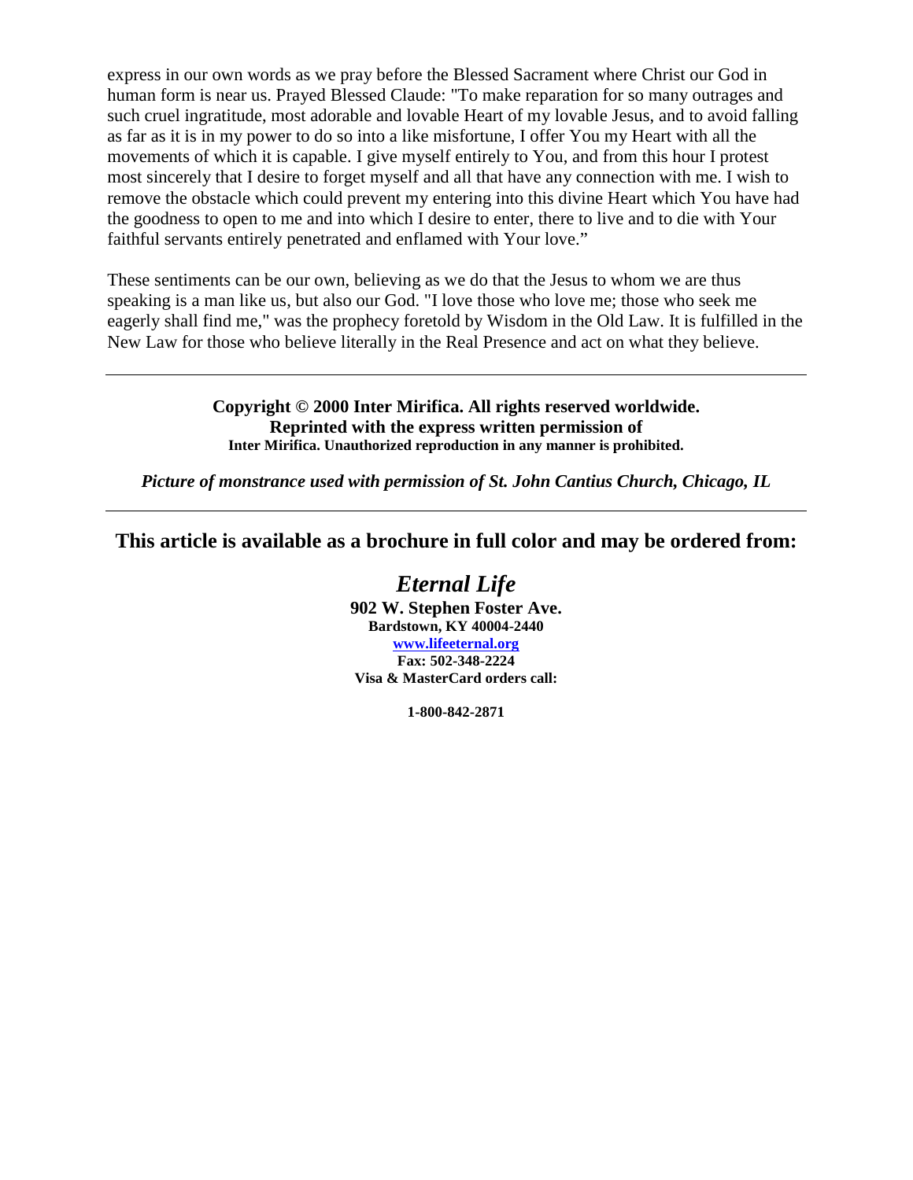express in our own words as we pray before the Blessed Sacrament where Christ our God in human form is near us. Prayed Blessed Claude: "To make reparation for so many outrages and such cruel ingratitude, most adorable and lovable Heart of my lovable Jesus, and to avoid falling as far as it is in my power to do so into a like misfortune, I offer You my Heart with all the movements of which it is capable. I give myself entirely to You, and from this hour I protest most sincerely that I desire to forget myself and all that have any connection with me. I wish to remove the obstacle which could prevent my entering into this divine Heart which You have had the goodness to open to me and into which I desire to enter, there to live and to die with Your faithful servants entirely penetrated and enflamed with Your love."

These sentiments can be our own, believing as we do that the Jesus to whom we are thus speaking is a man like us, but also our God. "I love those who love me; those who seek me eagerly shall find me," was the prophecy foretold by Wisdom in the Old Law. It is fulfilled in the New Law for those who believe literally in the Real Presence and act on what they believe.

---

**Copyright © 2000 Inter Mirifica. All rights reserved worldwide.**
**Reprinted with the express written permission of**
**Inter Mirifica. Unauthorized reproduction in any manner is prohibited.**

***Picture of monstrance used with permission of St. John Cantius Church, Chicago, IL***

---

**This article is available as a brochure in full color and may be ordered from:**

***Eternal Life***
**902 W. Stephen Foster Ave.**
**Bardstown, KY 40004-2440**
**www.lifeeternal.org**
**Fax: 502-348-2224**
**Visa & MasterCard orders call:**

**1-800-842-2871**